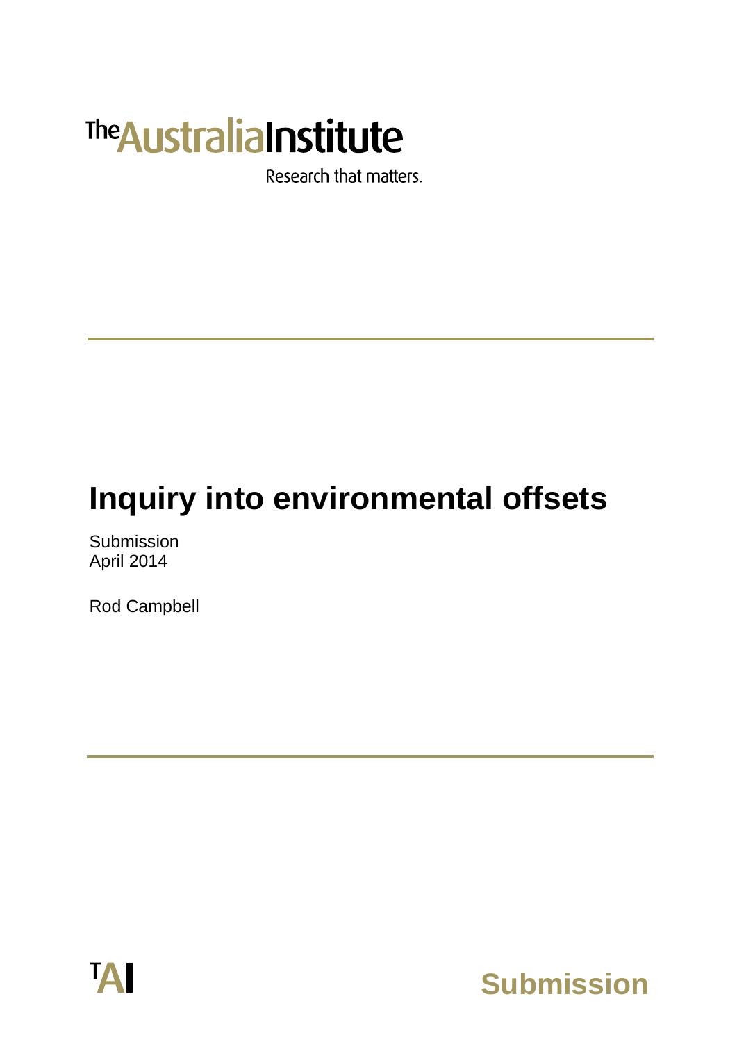The Australia Institute

Research that matters.

# Inquiry into environmental offsets

Submission
April 2014

Rod Campbell

TAI

Submission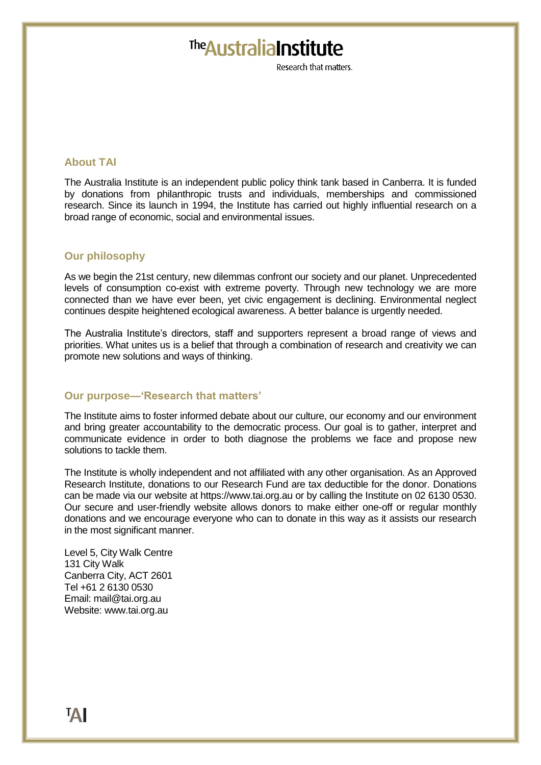The Australia Institute

Research that matters.

## About TAI

The Australia Institute is an independent public policy think tank based in Canberra. It is funded by donations from philanthropic trusts and individuals, memberships and commissioned research. Since its launch in 1994, the Institute has carried out highly influential research on a broad range of economic, social and environmental issues.

## Our philosophy

As we begin the 21st century, new dilemmas confront our society and our planet. Unprecedented levels of consumption co-exist with extreme poverty. Through new technology we are more connected than we have ever been, yet civic engagement is declining. Environmental neglect continues despite heightened ecological awareness. A better balance is urgently needed.

The Australia Institute's directors, staff and supporters represent a broad range of views and priorities. What unites us is a belief that through a combination of research and creativity we can promote new solutions and ways of thinking.

## Our purpose—'Research that matters'

The Institute aims to foster informed debate about our culture, our economy and our environment and bring greater accountability to the democratic process. Our goal is to gather, interpret and communicate evidence in order to both diagnose the problems we face and propose new solutions to tackle them.

The Institute is wholly independent and not affiliated with any other organisation. As an Approved Research Institute, donations to our Research Fund are tax deductible for the donor. Donations can be made via our website at https://www.tai.org.au or by calling the Institute on 02 6130 0530. Our secure and user-friendly website allows donors to make either one-off or regular monthly donations and we encourage everyone who can to donate in this way as it assists our research in the most significant manner.

Level 5, City Walk Centre
131 City Walk
Canberra City, ACT 2601
Tel +61 2 6130 0530
Email: mail@tai.org.au
Website: www.tai.org.au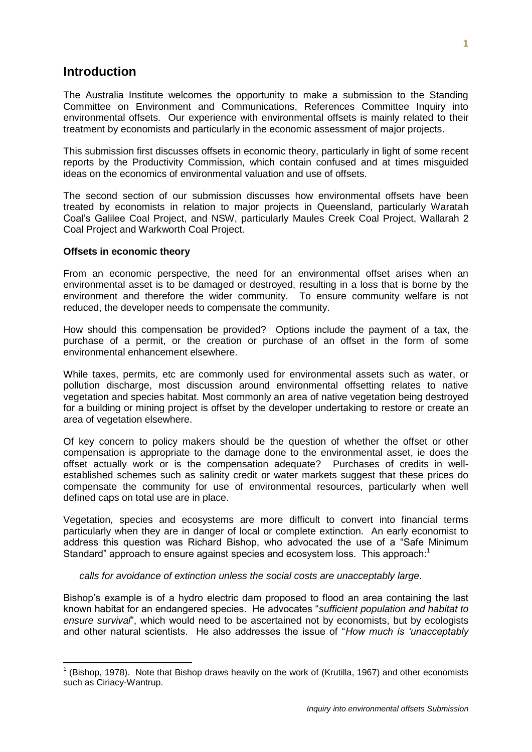## Introduction

The Australia Institute welcomes the opportunity to make a submission to the Standing Committee on Environment and Communications, References Committee Inquiry into environmental offsets. Our experience with environmental offsets is mainly related to their treatment by economists and particularly in the economic assessment of major projects.

This submission first discusses offsets in economic theory, particularly in light of some recent reports by the Productivity Commission, which contain confused and at times misguided ideas on the economics of environmental valuation and use of offsets.

The second section of our submission discusses how environmental offsets have been treated by economists in relation to major projects in Queensland, particularly Waratah Coal's Galilee Coal Project, and NSW, particularly Maules Creek Coal Project, Wallarah 2 Coal Project and Warkworth Coal Project.

### Offsets in economic theory

From an economic perspective, the need for an environmental offset arises when an environmental asset is to be damaged or destroyed, resulting in a loss that is borne by the environment and therefore the wider community. To ensure community welfare is not reduced, the developer needs to compensate the community.

How should this compensation be provided? Options include the payment of a tax, the purchase of a permit, or the creation or purchase of an offset in the form of some environmental enhancement elsewhere.

While taxes, permits, etc are commonly used for environmental assets such as water, or pollution discharge, most discussion around environmental offsetting relates to native vegetation and species habitat. Most commonly an area of native vegetation being destroyed for a building or mining project is offset by the developer undertaking to restore or create an area of vegetation elsewhere.

Of key concern to policy makers should be the question of whether the offset or other compensation is appropriate to the damage done to the environmental asset, ie does the offset actually work or is the compensation adequate? Purchases of credits in well-established schemes such as salinity credit or water markets suggest that these prices do compensate the community for use of environmental resources, particularly when well defined caps on total use are in place.

Vegetation, species and ecosystems are more difficult to convert into financial terms particularly when they are in danger of local or complete extinction. An early economist to address this question was Richard Bishop, who advocated the use of a "Safe Minimum Standard" approach to ensure against species and ecosystem loss. This approach:[1]

> *calls for avoidance of extinction unless the social costs are unacceptably large*.

Bishop's example is of a hydro electric dam proposed to flood an area containing the last known habitat for an endangered species. He advocates "*sufficient population and habitat to ensure survival*", which would need to be ascertained not by economists, but by ecologists and other natural scientists. He also addresses the issue of "*How much is 'unacceptably*

---

[1] (Bishop, 1978). Note that Bishop draws heavily on the work of (Krutilla, 1967) and other economists such as Ciriacy-Wantrup.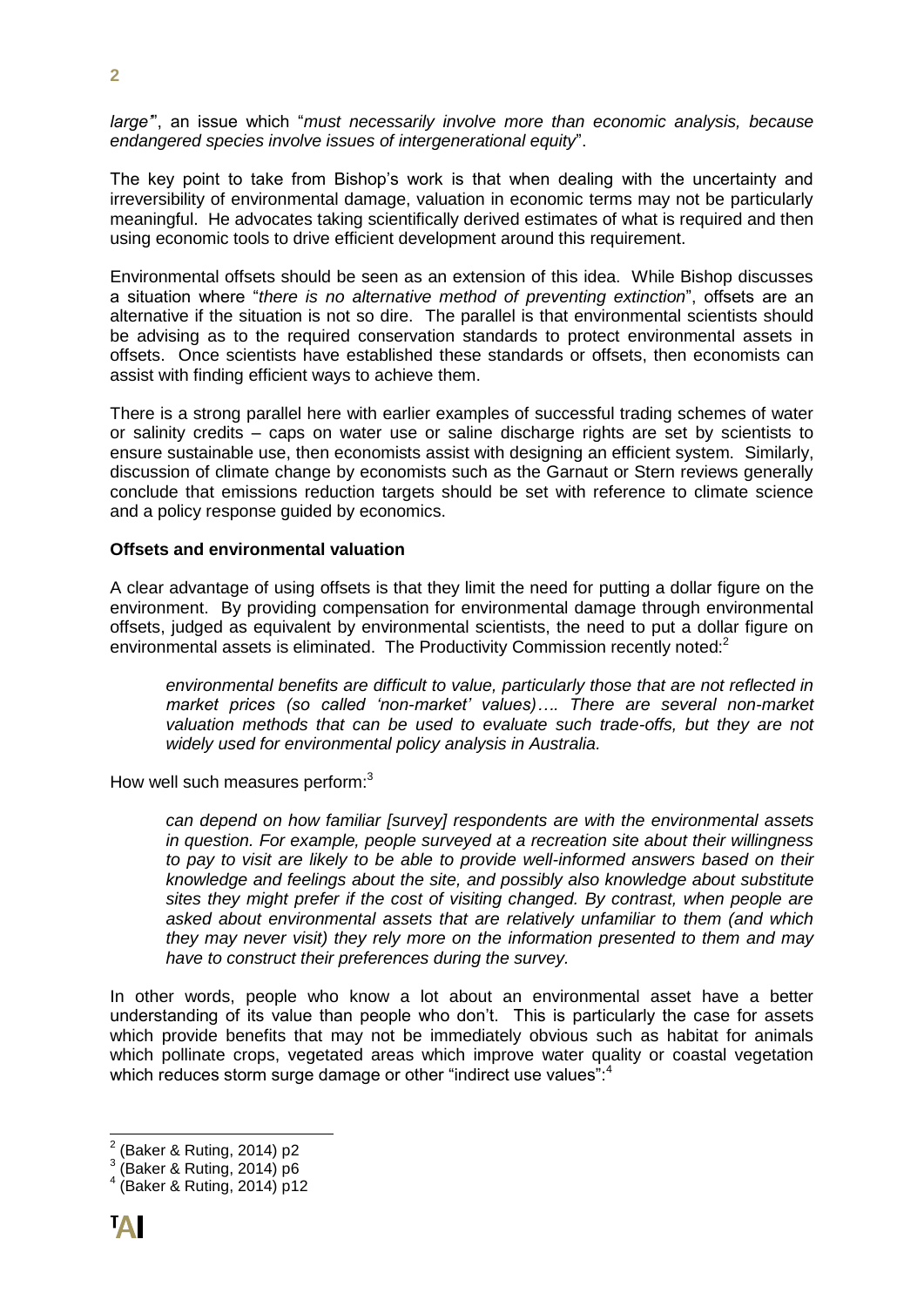*large*", an issue which "*must necessarily involve more than economic analysis, because endangered species involve issues of intergenerational equity*".

The key point to take from Bishop's work is that when dealing with the uncertainty and irreversibility of environmental damage, valuation in economic terms may not be particularly meaningful. He advocates taking scientifically derived estimates of what is required and then using economic tools to drive efficient development around this requirement.

Environmental offsets should be seen as an extension of this idea. While Bishop discusses a situation where "*there is no alternative method of preventing extinction*", offsets are an alternative if the situation is not so dire. The parallel is that environmental scientists should be advising as to the required conservation standards to protect environmental assets in offsets. Once scientists have established these standards or offsets, then economists can assist with finding efficient ways to achieve them.

There is a strong parallel here with earlier examples of successful trading schemes of water or salinity credits – caps on water use or saline discharge rights are set by scientists to ensure sustainable use, then economists assist with designing an efficient system. Similarly, discussion of climate change by economists such as the Garnaut or Stern reviews generally conclude that emissions reduction targets should be set with reference to climate science and a policy response guided by economics.

**Offsets and environmental valuation**

A clear advantage of using offsets is that they limit the need for putting a dollar figure on the environment. By providing compensation for environmental damage through environmental offsets, judged as equivalent by environmental scientists, the need to put a dollar figure on environmental assets is eliminated. The Productivity Commission recently noted:[2]

> *environmental benefits are difficult to value, particularly those that are not reflected in market prices (so called 'non-market' values)…. There are several non-market valuation methods that can be used to evaluate such trade-offs, but they are not widely used for environmental policy analysis in Australia.*

How well such measures perform:[3]

> *can depend on how familiar [survey] respondents are with the environmental assets in question. For example, people surveyed at a recreation site about their willingness to pay to visit are likely to be able to provide well-informed answers based on their knowledge and feelings about the site, and possibly also knowledge about substitute sites they might prefer if the cost of visiting changed. By contrast, when people are asked about environmental assets that are relatively unfamiliar to them (and which they may never visit) they rely more on the information presented to them and may have to construct their preferences during the survey.*

In other words, people who know a lot about an environmental asset have a better understanding of its value than people who don't. This is particularly the case for assets which provide benefits that may not be immediately obvious such as habitat for animals which pollinate crops, vegetated areas which improve water quality or coastal vegetation which reduces storm surge damage or other "indirect use values":[4]

---

[2] (Baker & Ruting, 2014) p2

[3] (Baker & Ruting, 2014) p6

[4] (Baker & Ruting, 2014) p12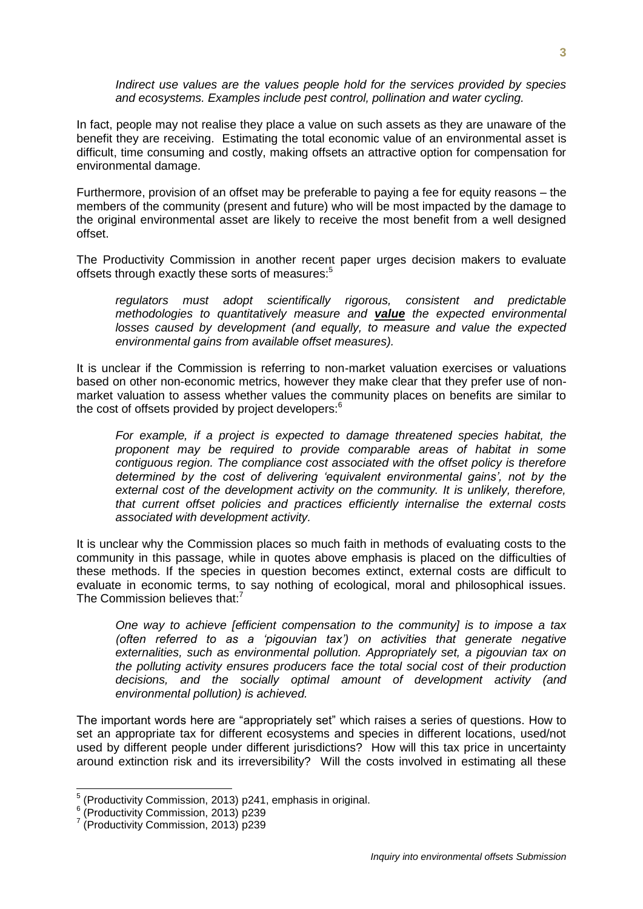*Indirect use values are the values people hold for the services provided by species and ecosystems. Examples include pest control, pollination and water cycling.*

In fact, people may not realise they place a value on such assets as they are unaware of the benefit they are receiving. Estimating the total economic value of an environmental asset is difficult, time consuming and costly, making offsets an attractive option for compensation for environmental damage.

Furthermore, provision of an offset may be preferable to paying a fee for equity reasons – the members of the community (present and future) who will be most impacted by the damage to the original environmental asset are likely to receive the most benefit from a well designed offset.

The Productivity Commission in another recent paper urges decision makers to evaluate offsets through exactly these sorts of measures:[5]

> *regulators must adopt scientifically rigorous, consistent and predictable methodologies to quantitatively measure and* ***value*** *the expected environmental losses caused by development (and equally, to measure and value the expected environmental gains from available offset measures).*

It is unclear if the Commission is referring to non-market valuation exercises or valuations based on other non-economic metrics, however they make clear that they prefer use of non-market valuation to assess whether values the community places on benefits are similar to the cost of offsets provided by project developers:[6]

> *For example, if a project is expected to damage threatened species habitat, the proponent may be required to provide comparable areas of habitat in some contiguous region. The compliance cost associated with the offset policy is therefore determined by the cost of delivering 'equivalent environmental gains', not by the external cost of the development activity on the community. It is unlikely, therefore, that current offset policies and practices efficiently internalise the external costs associated with development activity.*

It is unclear why the Commission places so much faith in methods of evaluating costs to the community in this passage, while in quotes above emphasis is placed on the difficulties of these methods. If the species in question becomes extinct, external costs are difficult to evaluate in economic terms, to say nothing of ecological, moral and philosophical issues. The Commission believes that:[7]

> *One way to achieve [efficient compensation to the community] is to impose a tax (often referred to as a 'pigouvian tax') on activities that generate negative externalities, such as environmental pollution. Appropriately set, a pigouvian tax on the polluting activity ensures producers face the total social cost of their production decisions, and the socially optimal amount of development activity (and environmental pollution) is achieved.*

The important words here are "appropriately set" which raises a series of questions. How to set an appropriate tax for different ecosystems and species in different locations, used/not used by different people under different jurisdictions? How will this tax price in uncertainty around extinction risk and its irreversibility? Will the costs involved in estimating all these

---

[5] (Productivity Commission, 2013) p241, emphasis in original.

[6] (Productivity Commission, 2013) p239

[7] (Productivity Commission, 2013) p239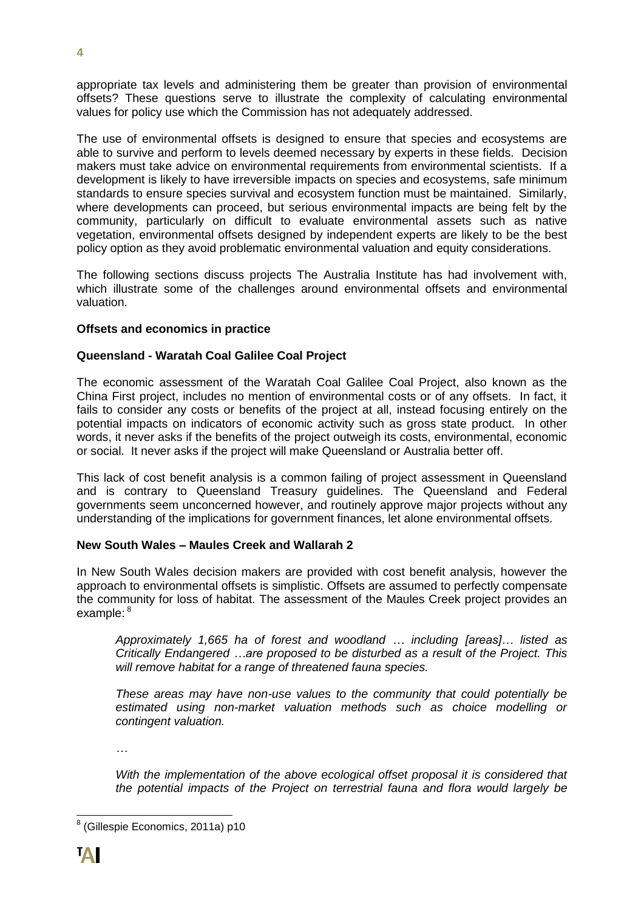appropriate tax levels and administering them be greater than provision of environmental offsets? These questions serve to illustrate the complexity of calculating environmental values for policy use which the Commission has not adequately addressed.

The use of environmental offsets is designed to ensure that species and ecosystems are able to survive and perform to levels deemed necessary by experts in these fields. Decision makers must take advice on environmental requirements from environmental scientists. If a development is likely to have irreversible impacts on species and ecosystems, safe minimum standards to ensure species survival and ecosystem function must be maintained. Similarly, where developments can proceed, but serious environmental impacts are being felt by the community, particularly on difficult to evaluate environmental assets such as native vegetation, environmental offsets designed by independent experts are likely to be the best policy option as they avoid problematic environmental valuation and equity considerations.

The following sections discuss projects The Australia Institute has had involvement with, which illustrate some of the challenges around environmental offsets and environmental valuation.

**Offsets and economics in practice**

**Queensland - Waratah Coal Galilee Coal Project**

The economic assessment of the Waratah Coal Galilee Coal Project, also known as the China First project, includes no mention of environmental costs or of any offsets. In fact, it fails to consider any costs or benefits of the project at all, instead focusing entirely on the potential impacts on indicators of economic activity such as gross state product. In other words, it never asks if the benefits of the project outweigh its costs, environmental, economic or social. It never asks if the project will make Queensland or Australia better off.

This lack of cost benefit analysis is a common failing of project assessment in Queensland and is contrary to Queensland Treasury guidelines. The Queensland and Federal governments seem unconcerned however, and routinely approve major projects without any understanding of the implications for government finances, let alone environmental offsets.

**New South Wales – Maules Creek and Wallarah 2**

In New South Wales decision makers are provided with cost benefit analysis, however the approach to environmental offsets is simplistic. Offsets are assumed to perfectly compensate the community for loss of habitat. The assessment of the Maules Creek project provides an example: [8]

> *Approximately 1,665 ha of forest and woodland … including [areas]… listed as Critically Endangered …are proposed to be disturbed as a result of the Project. This will remove habitat for a range of threatened fauna species.*
>
> *These areas may have non-use values to the community that could potentially be estimated using non-market valuation methods such as choice modelling or contingent valuation.*
>
> …
>
> *With the implementation of the above ecological offset proposal it is considered that the potential impacts of the Project on terrestrial fauna and flora would largely be*

[8] (Gillespie Economics, 2011a) p10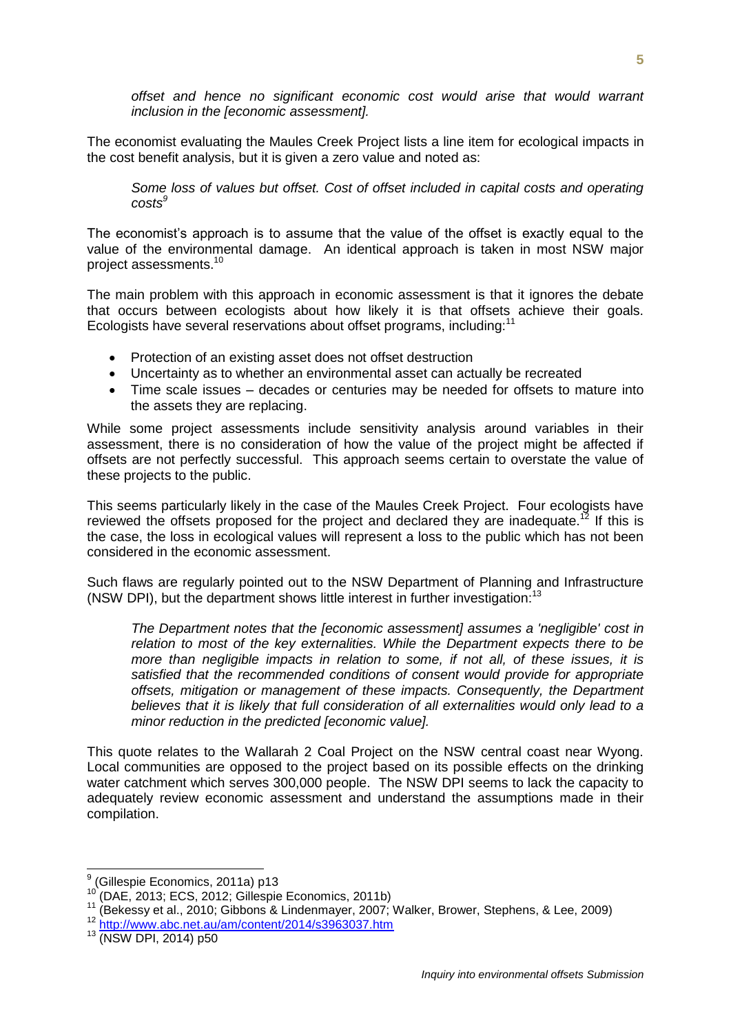*offset and hence no significant economic cost would arise that would warrant inclusion in the [economic assessment].*

The economist evaluating the Maules Creek Project lists a line item for ecological impacts in the cost benefit analysis, but it is given a zero value and noted as:

> *Some loss of values but offset. Cost of offset included in capital costs and operating costs*[9]

The economist's approach is to assume that the value of the offset is exactly equal to the value of the environmental damage. An identical approach is taken in most NSW major project assessments.[10]

The main problem with this approach in economic assessment is that it ignores the debate that occurs between ecologists about how likely it is that offsets achieve their goals. Ecologists have several reservations about offset programs, including:[11]

- Protection of an existing asset does not offset destruction
- Uncertainty as to whether an environmental asset can actually be recreated
- Time scale issues – decades or centuries may be needed for offsets to mature into the assets they are replacing.

While some project assessments include sensitivity analysis around variables in their assessment, there is no consideration of how the value of the project might be affected if offsets are not perfectly successful. This approach seems certain to overstate the value of these projects to the public.

This seems particularly likely in the case of the Maules Creek Project. Four ecologists have reviewed the offsets proposed for the project and declared they are inadequate.[12] If this is the case, the loss in ecological values will represent a loss to the public which has not been considered in the economic assessment.

Such flaws are regularly pointed out to the NSW Department of Planning and Infrastructure (NSW DPI), but the department shows little interest in further investigation:[13]

> *The Department notes that the [economic assessment] assumes a 'negligible' cost in relation to most of the key externalities. While the Department expects there to be more than negligible impacts in relation to some, if not all, of these issues, it is satisfied that the recommended conditions of consent would provide for appropriate offsets, mitigation or management of these impacts. Consequently, the Department believes that it is likely that full consideration of all externalities would only lead to a minor reduction in the predicted [economic value].*

This quote relates to the Wallarah 2 Coal Project on the NSW central coast near Wyong. Local communities are opposed to the project based on its possible effects on the drinking water catchment which serves 300,000 people. The NSW DPI seems to lack the capacity to adequately review economic assessment and understand the assumptions made in their compilation.

---

[9] (Gillespie Economics, 2011a) p13

[10] (DAE, 2013; ECS, 2012; Gillespie Economics, 2011b)

[11] (Bekessy et al., 2010; Gibbons & Lindenmayer, 2007; Walker, Brower, Stephens, & Lee, 2009)

[12] http://www.abc.net.au/am/content/2014/s3963037.htm

[13] (NSW DPI, 2014) p50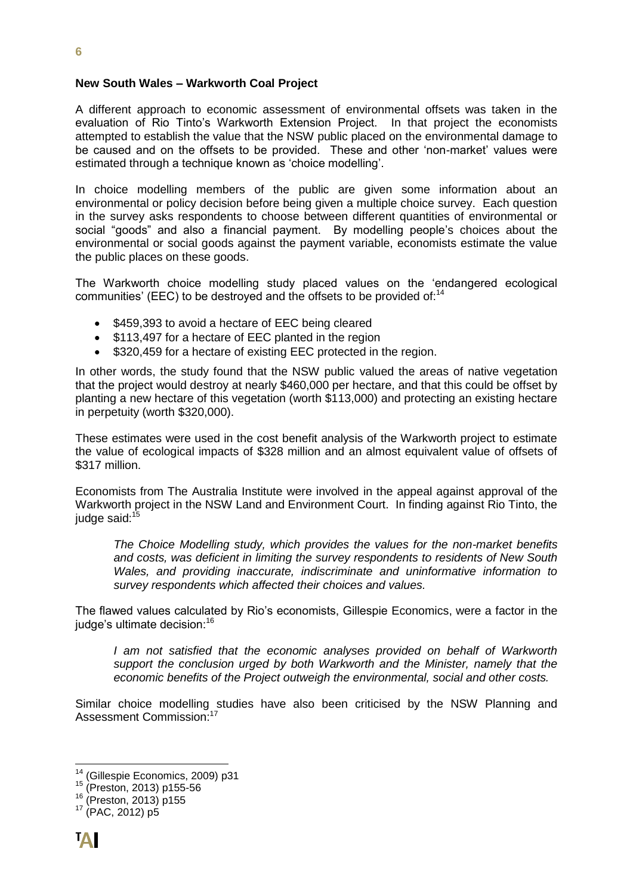**New South Wales – Warkworth Coal Project**

A different approach to economic assessment of environmental offsets was taken in the evaluation of Rio Tinto's Warkworth Extension Project. In that project the economists attempted to establish the value that the NSW public placed on the environmental damage to be caused and on the offsets to be provided. These and other 'non-market' values were estimated through a technique known as 'choice modelling'.

In choice modelling members of the public are given some information about an environmental or policy decision before being given a multiple choice survey. Each question in the survey asks respondents to choose between different quantities of environmental or social "goods" and also a financial payment. By modelling people's choices about the environmental or social goods against the payment variable, economists estimate the value the public places on these goods.

The Warkworth choice modelling study placed values on the 'endangered ecological communities' (EEC) to be destroyed and the offsets to be provided of:[14]

- $459,393 to avoid a hectare of EEC being cleared
- $113,497 for a hectare of EEC planted in the region
- $320,459 for a hectare of existing EEC protected in the region.

In other words, the study found that the NSW public valued the areas of native vegetation that the project would destroy at nearly $460,000 per hectare, and that this could be offset by planting a new hectare of this vegetation (worth $113,000) and protecting an existing hectare in perpetuity (worth $320,000).

These estimates were used in the cost benefit analysis of the Warkworth project to estimate the value of ecological impacts of $328 million and an almost equivalent value of offsets of $317 million.

Economists from The Australia Institute were involved in the appeal against approval of the Warkworth project in the NSW Land and Environment Court. In finding against Rio Tinto, the judge said:[15]

> *The Choice Modelling study, which provides the values for the non-market benefits and costs, was deficient in limiting the survey respondents to residents of New South Wales, and providing inaccurate, indiscriminate and uninformative information to survey respondents which affected their choices and values.*

The flawed values calculated by Rio's economists, Gillespie Economics, were a factor in the judge's ultimate decision:[16]

> *I am not satisfied that the economic analyses provided on behalf of Warkworth support the conclusion urged by both Warkworth and the Minister, namely that the economic benefits of the Project outweigh the environmental, social and other costs.*

Similar choice modelling studies have also been criticised by the NSW Planning and Assessment Commission:[17]

---

[14] (Gillespie Economics, 2009) p31
[15] (Preston, 2013) p155-56
[16] (Preston, 2013) p155
[17] (PAC, 2012) p5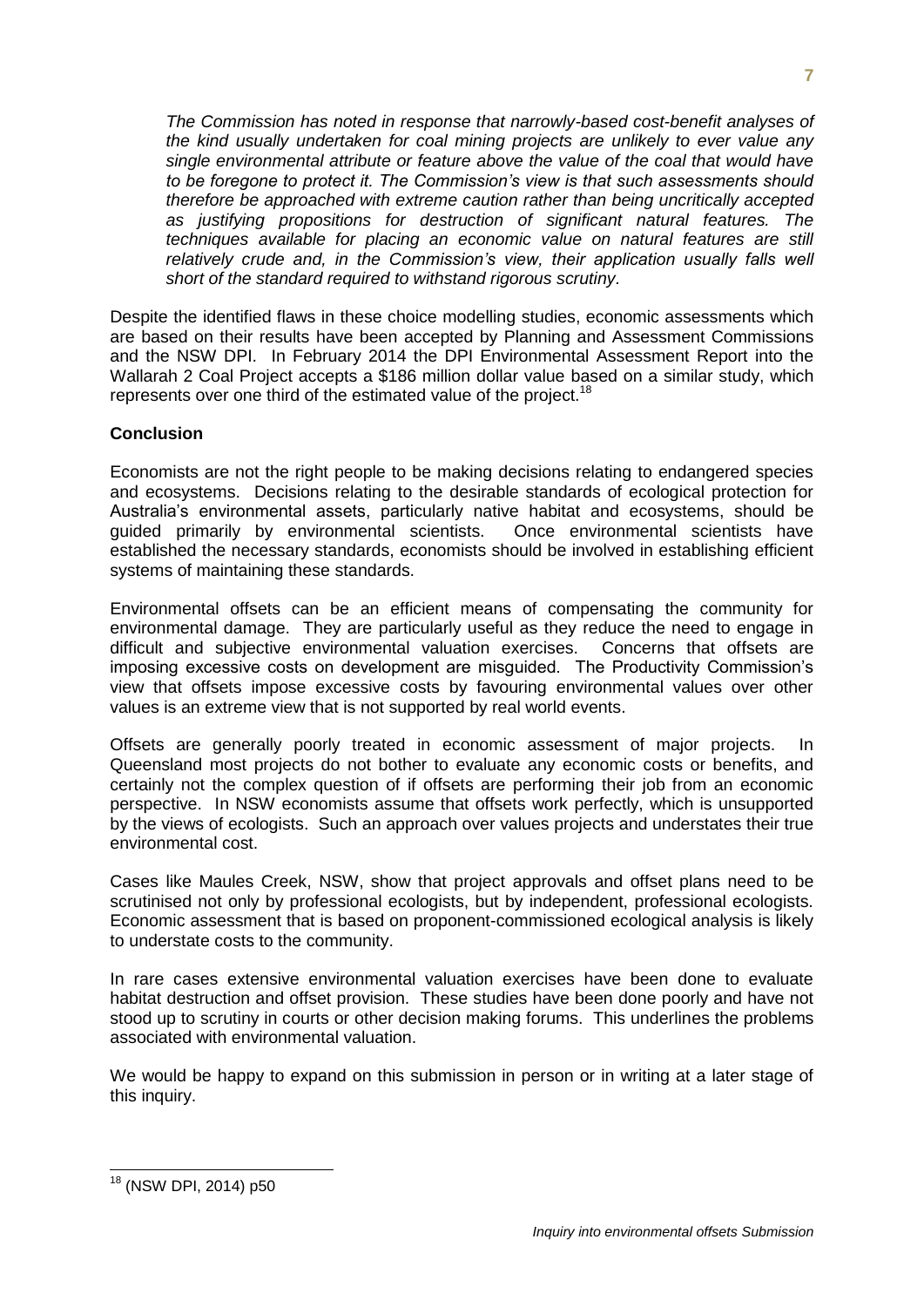*The Commission has noted in response that narrowly-based cost-benefit analyses of the kind usually undertaken for coal mining projects are unlikely to ever value any single environmental attribute or feature above the value of the coal that would have to be foregone to protect it. The Commission's view is that such assessments should therefore be approached with extreme caution rather than being uncritically accepted as justifying propositions for destruction of significant natural features. The techniques available for placing an economic value on natural features are still relatively crude and, in the Commission's view, their application usually falls well short of the standard required to withstand rigorous scrutiny.*

Despite the identified flaws in these choice modelling studies, economic assessments which are based on their results have been accepted by Planning and Assessment Commissions and the NSW DPI. In February 2014 the DPI Environmental Assessment Report into the Wallarah 2 Coal Project accepts a $186 million dollar value based on a similar study, which represents over one third of the estimated value of the project.[18]

**Conclusion**

Economists are not the right people to be making decisions relating to endangered species and ecosystems. Decisions relating to the desirable standards of ecological protection for Australia's environmental assets, particularly native habitat and ecosystems, should be guided primarily by environmental scientists. Once environmental scientists have established the necessary standards, economists should be involved in establishing efficient systems of maintaining these standards.

Environmental offsets can be an efficient means of compensating the community for environmental damage. They are particularly useful as they reduce the need to engage in difficult and subjective environmental valuation exercises. Concerns that offsets are imposing excessive costs on development are misguided. The Productivity Commission's view that offsets impose excessive costs by favouring environmental values over other values is an extreme view that is not supported by real world events.

Offsets are generally poorly treated in economic assessment of major projects. In Queensland most projects do not bother to evaluate any economic costs or benefits, and certainly not the complex question of if offsets are performing their job from an economic perspective. In NSW economists assume that offsets work perfectly, which is unsupported by the views of ecologists. Such an approach over values projects and understates their true environmental cost.

Cases like Maules Creek, NSW, show that project approvals and offset plans need to be scrutinised not only by professional ecologists, but by independent, professional ecologists. Economic assessment that is based on proponent-commissioned ecological analysis is likely to understate costs to the community.

In rare cases extensive environmental valuation exercises have been done to evaluate habitat destruction and offset provision. These studies have been done poorly and have not stood up to scrutiny in courts or other decision making forums. This underlines the problems associated with environmental valuation.

We would be happy to expand on this submission in person or in writing at a later stage of this inquiry.

---

[18] (NSW DPI, 2014) p50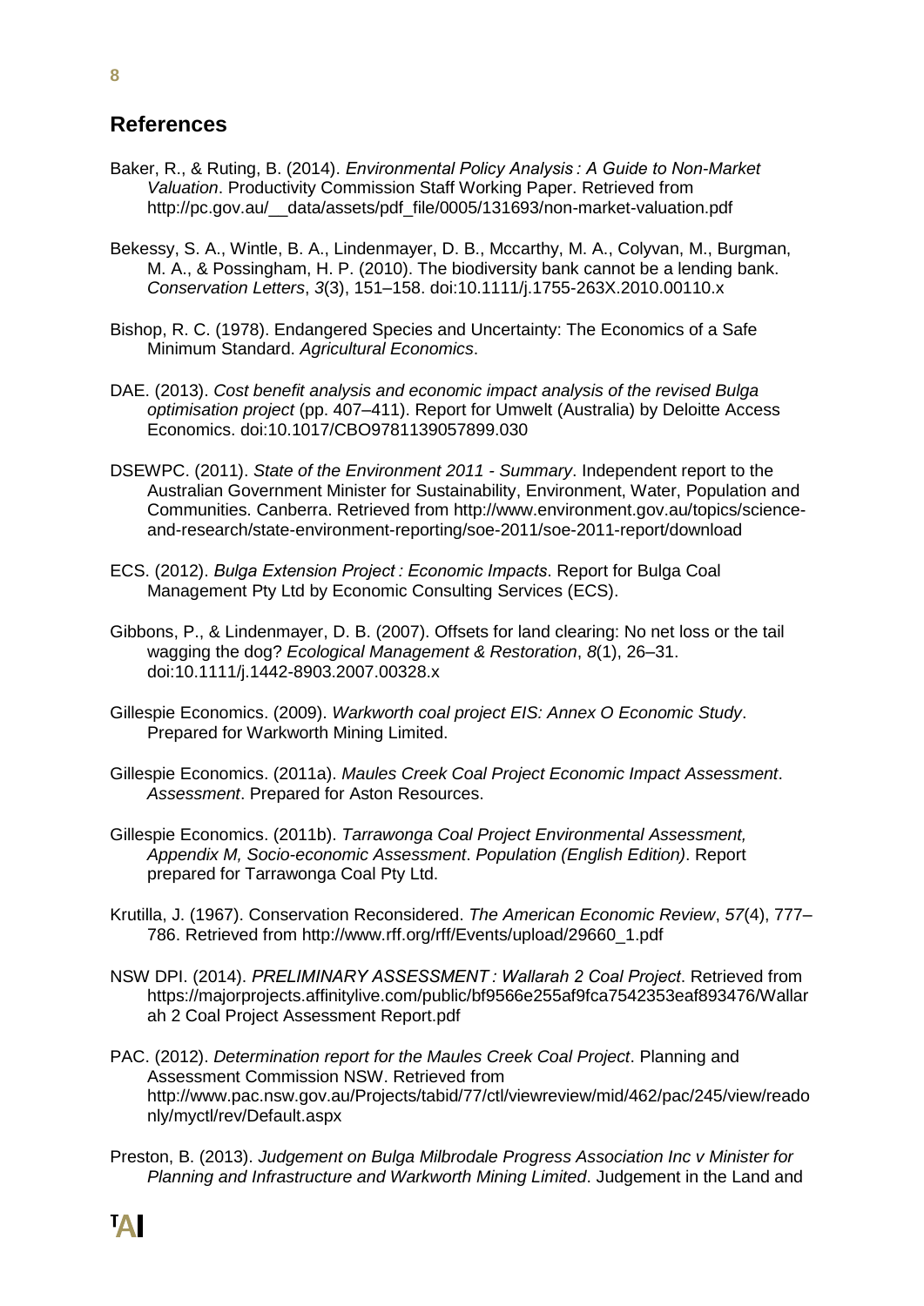## References

Baker, R., & Ruting, B. (2014). *Environmental Policy Analysis : A Guide to Non-Market Valuation*. Productivity Commission Staff Working Paper. Retrieved from http://pc.gov.au/__data/assets/pdf_file/0005/131693/non-market-valuation.pdf

Bekessy, S. A., Wintle, B. A., Lindenmayer, D. B., Mccarthy, M. A., Colyvan, M., Burgman, M. A., & Possingham, H. P. (2010). The biodiversity bank cannot be a lending bank. *Conservation Letters*, *3*(3), 151–158. doi:10.1111/j.1755-263X.2010.00110.x

Bishop, R. C. (1978). Endangered Species and Uncertainty: The Economics of a Safe Minimum Standard. *Agricultural Economics*.

DAE. (2013). *Cost benefit analysis and economic impact analysis of the revised Bulga optimisation project* (pp. 407–411). Report for Umwelt (Australia) by Deloitte Access Economics. doi:10.1017/CBO9781139057899.030

DSEWPC. (2011). *State of the Environment 2011 - Summary*. Independent report to the Australian Government Minister for Sustainability, Environment, Water, Population and Communities. Canberra. Retrieved from http://www.environment.gov.au/topics/science-and-research/state-environment-reporting/soe-2011/soe-2011-report/download

ECS. (2012). *Bulga Extension Project : Economic Impacts*. Report for Bulga Coal Management Pty Ltd by Economic Consulting Services (ECS).

Gibbons, P., & Lindenmayer, D. B. (2007). Offsets for land clearing: No net loss or the tail wagging the dog? *Ecological Management & Restoration*, *8*(1), 26–31. doi:10.1111/j.1442-8903.2007.00328.x

Gillespie Economics. (2009). *Warkworth coal project EIS: Annex O Economic Study*. Prepared for Warkworth Mining Limited.

Gillespie Economics. (2011a). *Maules Creek Coal Project Economic Impact Assessment*. *Assessment*. Prepared for Aston Resources.

Gillespie Economics. (2011b). *Tarrawonga Coal Project Environmental Assessment, Appendix M, Socio-economic Assessment*. *Population (English Edition)*. Report prepared for Tarrawonga Coal Pty Ltd.

Krutilla, J. (1967). Conservation Reconsidered. *The American Economic Review*, *57*(4), 777–786. Retrieved from http://www.rff.org/rff/Events/upload/29660_1.pdf

NSW DPI. (2014). *PRELIMINARY ASSESSMENT : Wallarah 2 Coal Project*. Retrieved from https://majorprojects.affinitylive.com/public/bf9566e255af9fca7542353eaf893476/Wallarah 2 Coal Project Assessment Report.pdf

PAC. (2012). *Determination report for the Maules Creek Coal Project*. Planning and Assessment Commission NSW. Retrieved from http://www.pac.nsw.gov.au/Projects/tabid/77/ctl/viewreview/mid/462/pac/245/view/readonly/myctl/rev/Default.aspx

Preston, B. (2013). *Judgement on Bulga Milbrodale Progress Association Inc v Minister for Planning and Infrastructure and Warkworth Mining Limited*. Judgement in the Land and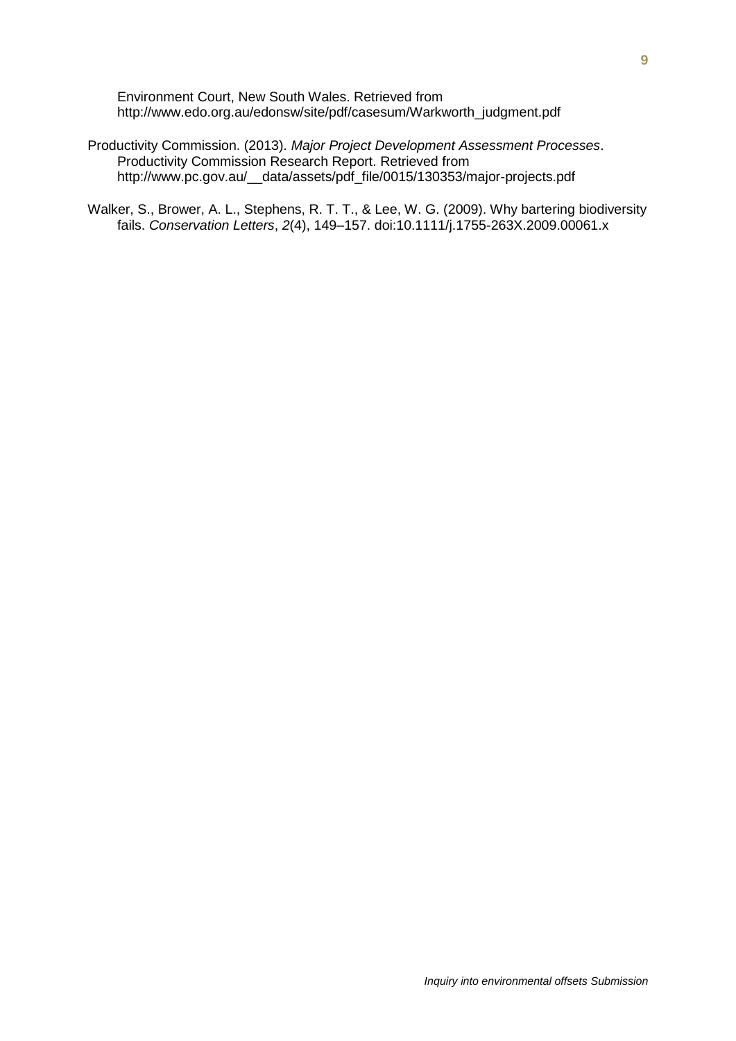Environment Court, New South Wales. Retrieved from http://www.edo.org.au/edonsw/site/pdf/casesum/Warkworth_judgment.pdf

Productivity Commission. (2013). *Major Project Development Assessment Processes*. Productivity Commission Research Report. Retrieved from http://www.pc.gov.au/__data/assets/pdf_file/0015/130353/major-projects.pdf

Walker, S., Brower, A. L., Stephens, R. T. T., & Lee, W. G. (2009). Why bartering biodiversity fails. *Conservation Letters*, *2*(4), 149–157. doi:10.1111/j.1755-263X.2009.00061.x